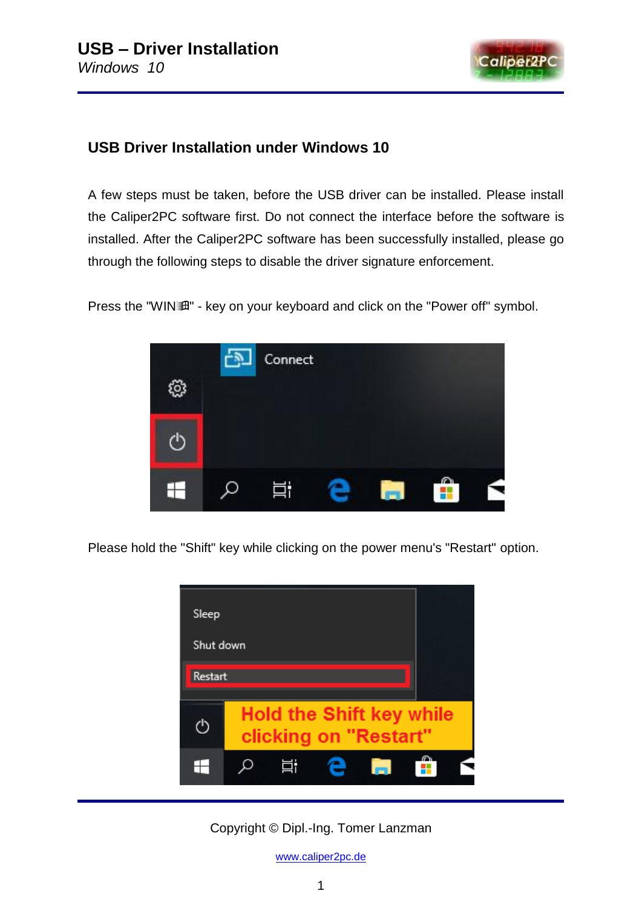# USB – Driver Installation

*Windows 10*

## USB Driver Installation under Windows 10

A few steps must be taken, before the USB driver can be installed. Please install the Caliper2PC software first. Do not connect the interface before the software is installed. After the Caliper2PC software has been successfully installed, please go through the following steps to disable the driver signature enforcement.

Press the "WIN⊞" - key on your keyboard and click on the "Power off" symbol.

Please hold the "Shift" key while clicking on the power menu's "Restart" option.

Copyright © Dipl.-Ing. Tomer Lanzman

www.caliper2pc.de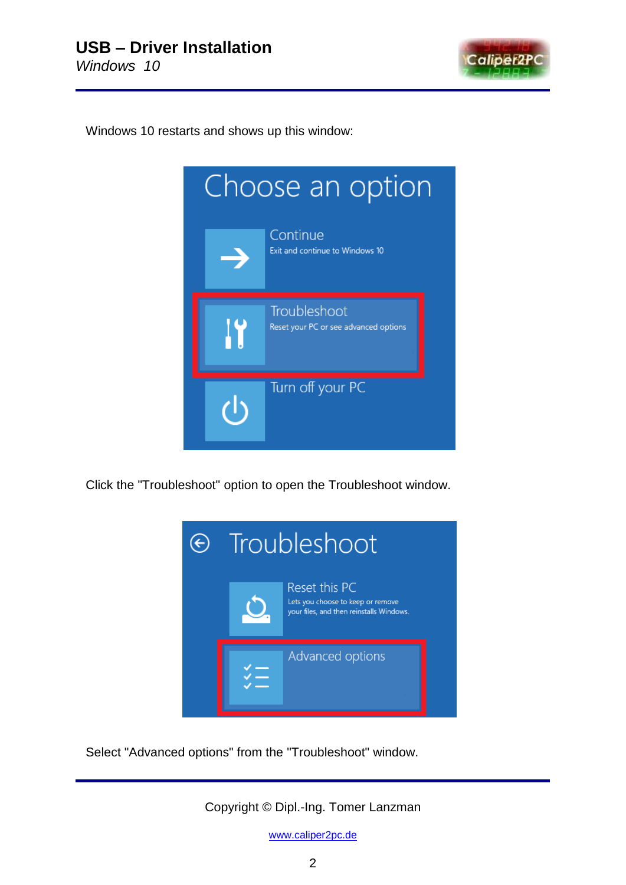Windows 10 restarts and shows up this window:

Click the "Troubleshoot" option to open the Troubleshoot window.

Select "Advanced options" from the "Troubleshoot" window.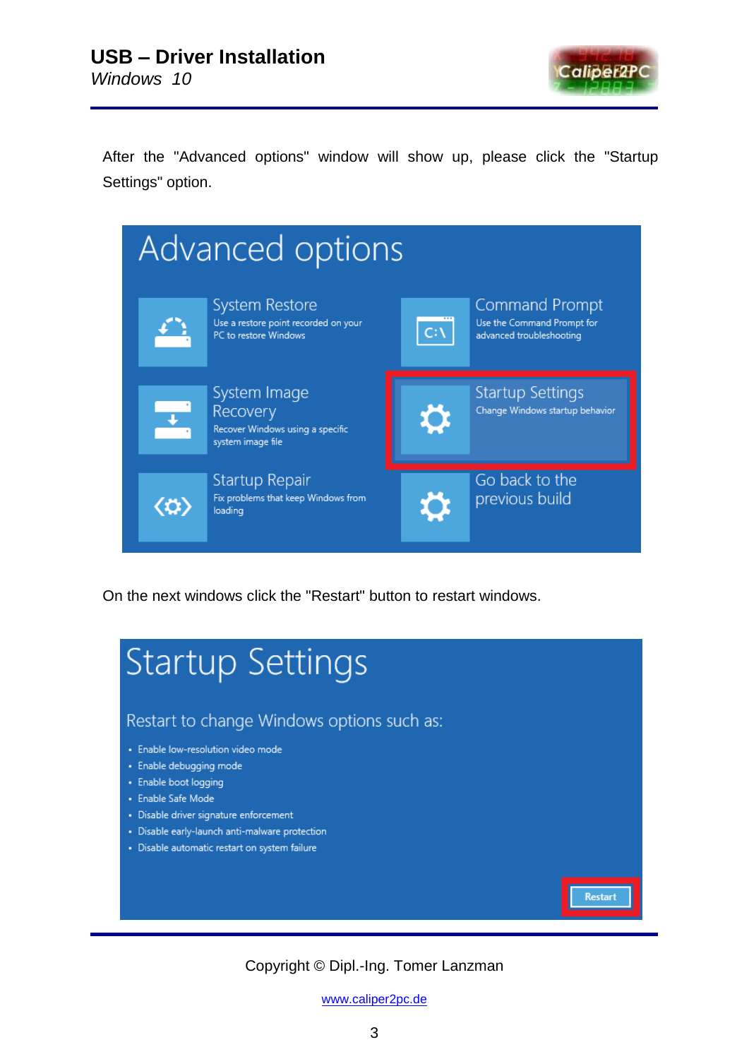After the "Advanced options" window will show up, please click the "Startup Settings" option.

On the next windows click the "Restart" button to restart windows.

Copyright © Dipl.-Ing. Tomer Lanzman

www.caliper2pc.de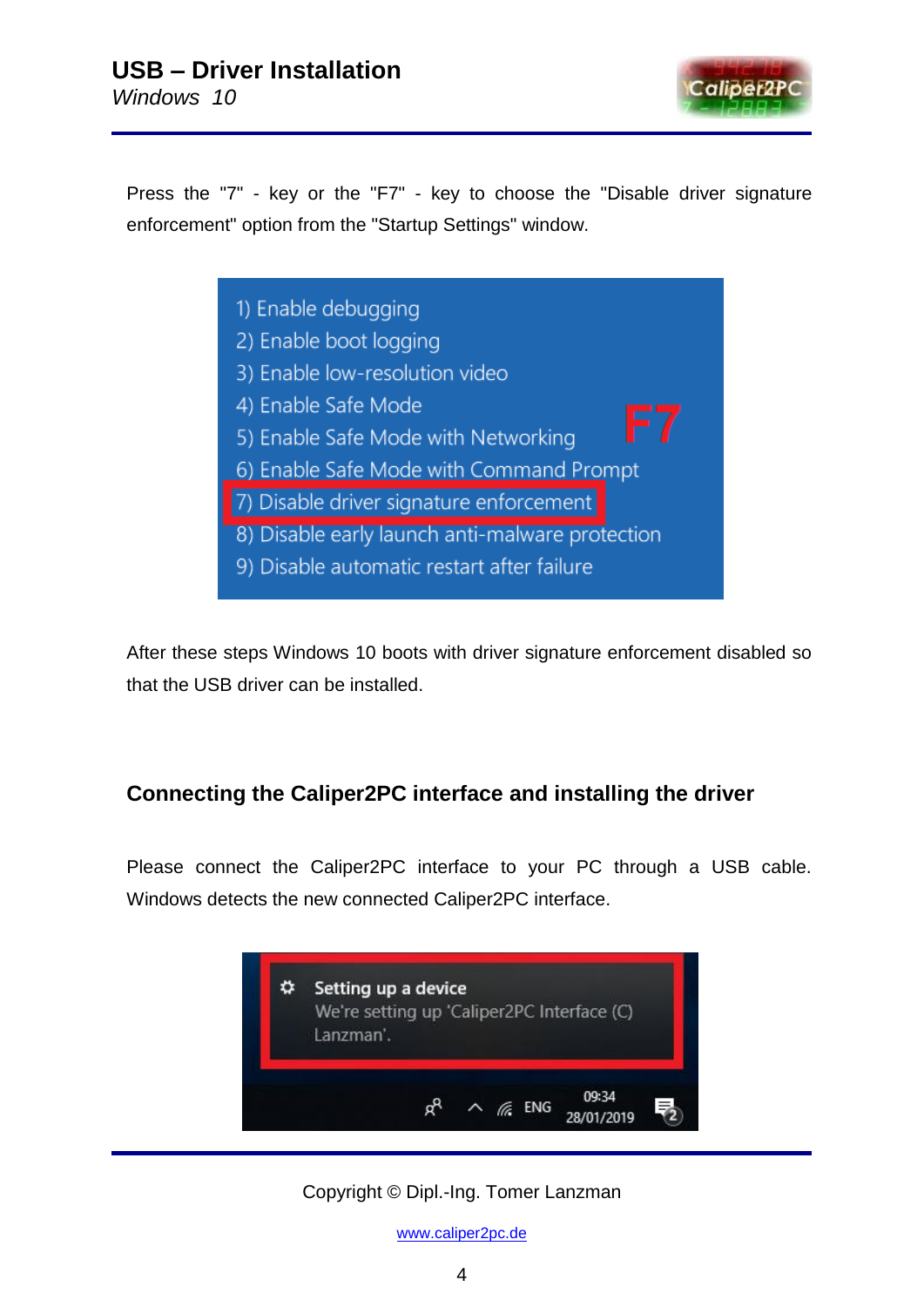Press the "7" - key or the "F7" - key to choose the "Disable driver signature enforcement" option from the "Startup Settings" window.

After these steps Windows 10 boots with driver signature enforcement disabled so that the USB driver can be installed.

## Connecting the Caliper2PC interface and installing the driver

Please connect the Caliper2PC interface to your PC through a USB cable. Windows detects the new connected Caliper2PC interface.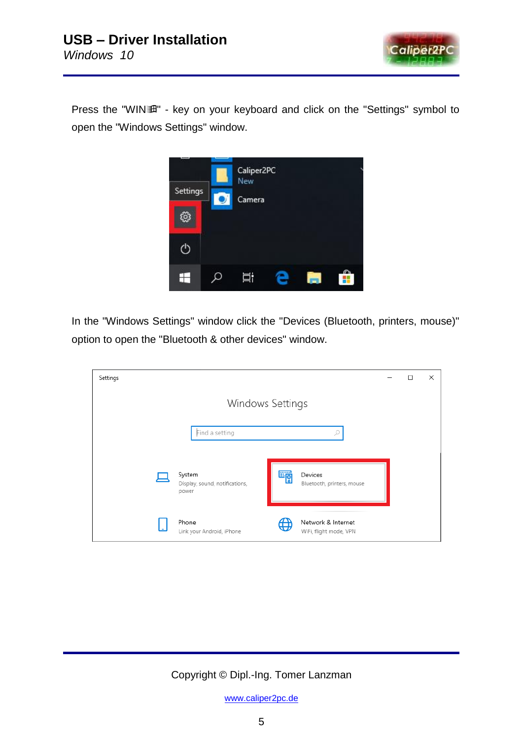Press the "WIN⊞" - key on your keyboard and click on the "Settings" symbol to open the "Windows Settings" window.

In the "Windows Settings" window click the "Devices (Bluetooth, printers, mouse)" option to open the "Bluetooth & other devices" window.

Copyright © Dipl.-Ing. Tomer Lanzman

www.caliper2pc.de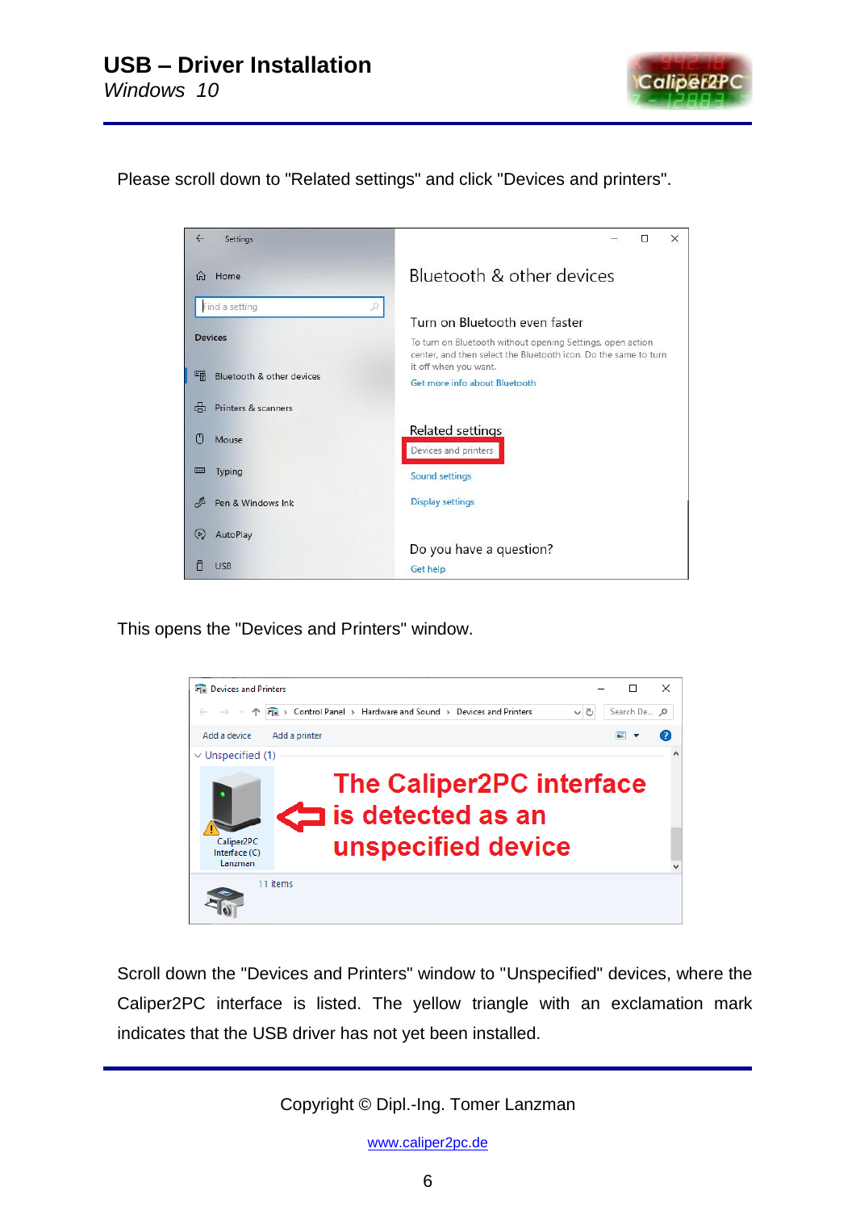Please scroll down to "Related settings" and click "Devices and printers".

This opens the "Devices and Printers" window.

Scroll down the "Devices and Printers" window to "Unspecified" devices, where the Caliper2PC interface is listed. The yellow triangle with an exclamation mark indicates that the USB driver has not yet been installed.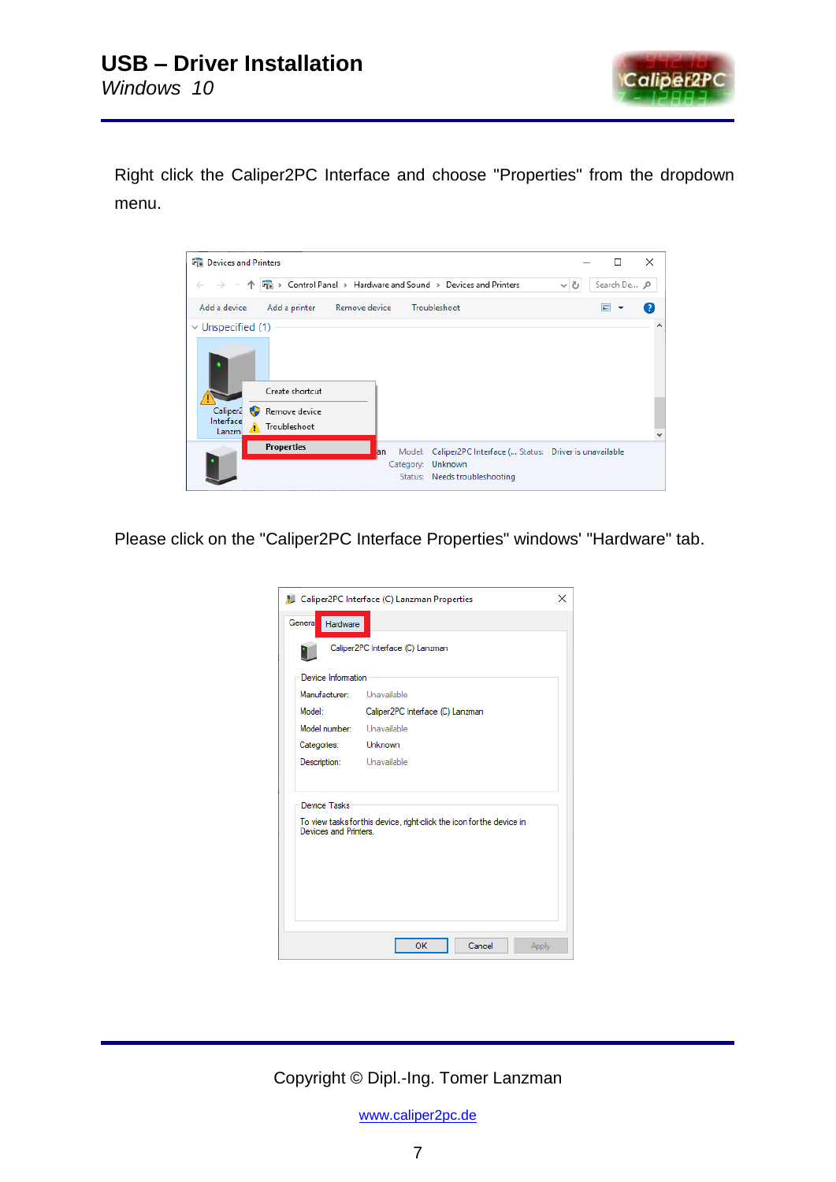Right click the Caliper2PC Interface and choose "Properties" from the dropdown menu.

Please click on the "Caliper2PC Interface Properties" windows' "Hardware" tab.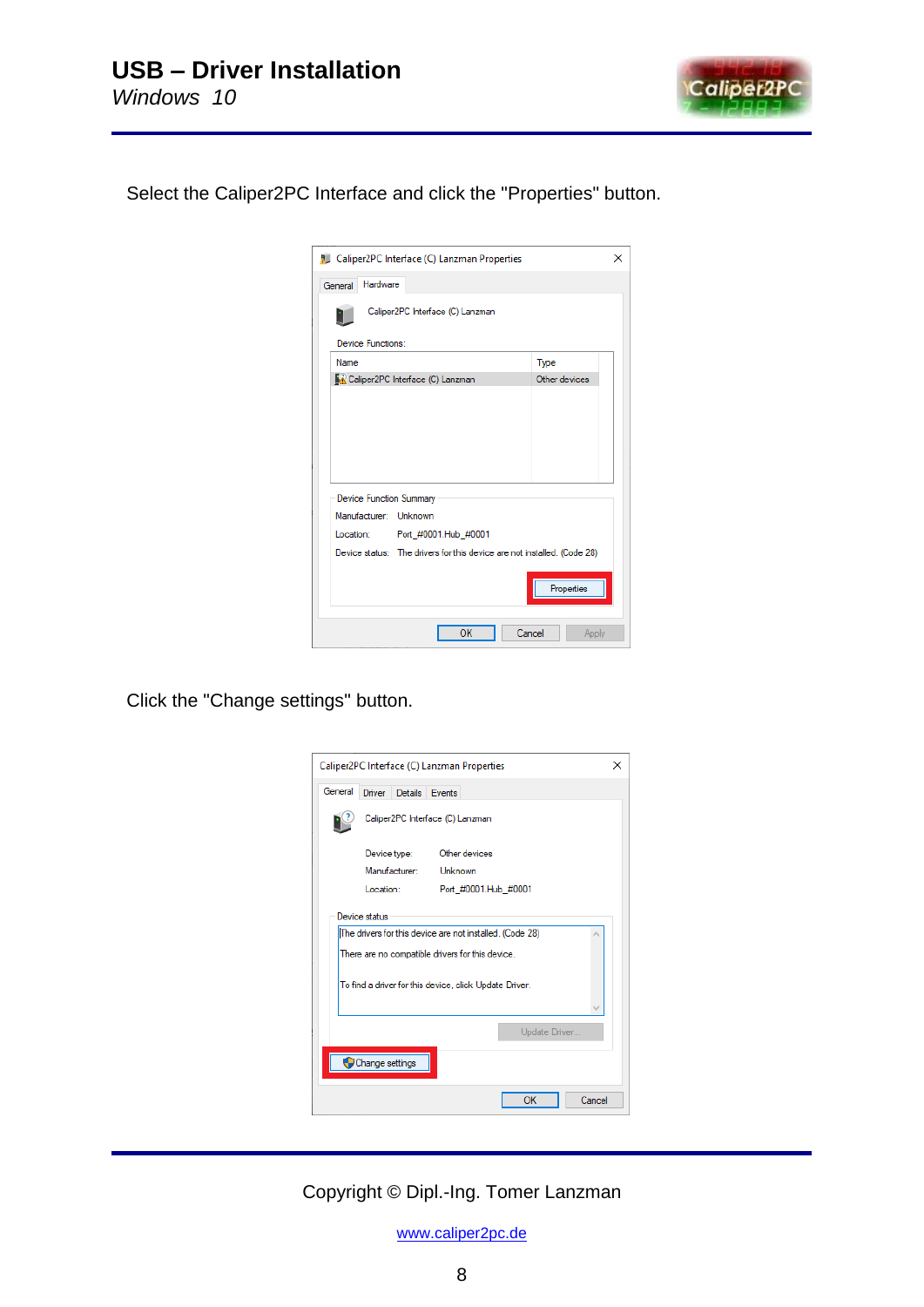# USB – Driver Installation

*Windows 10*

Select the Caliper2PC Interface and click the "Properties" button.

Click the "Change settings" button.

Copyright © Dipl.-Ing. Tomer Lanzman

www.caliper2pc.de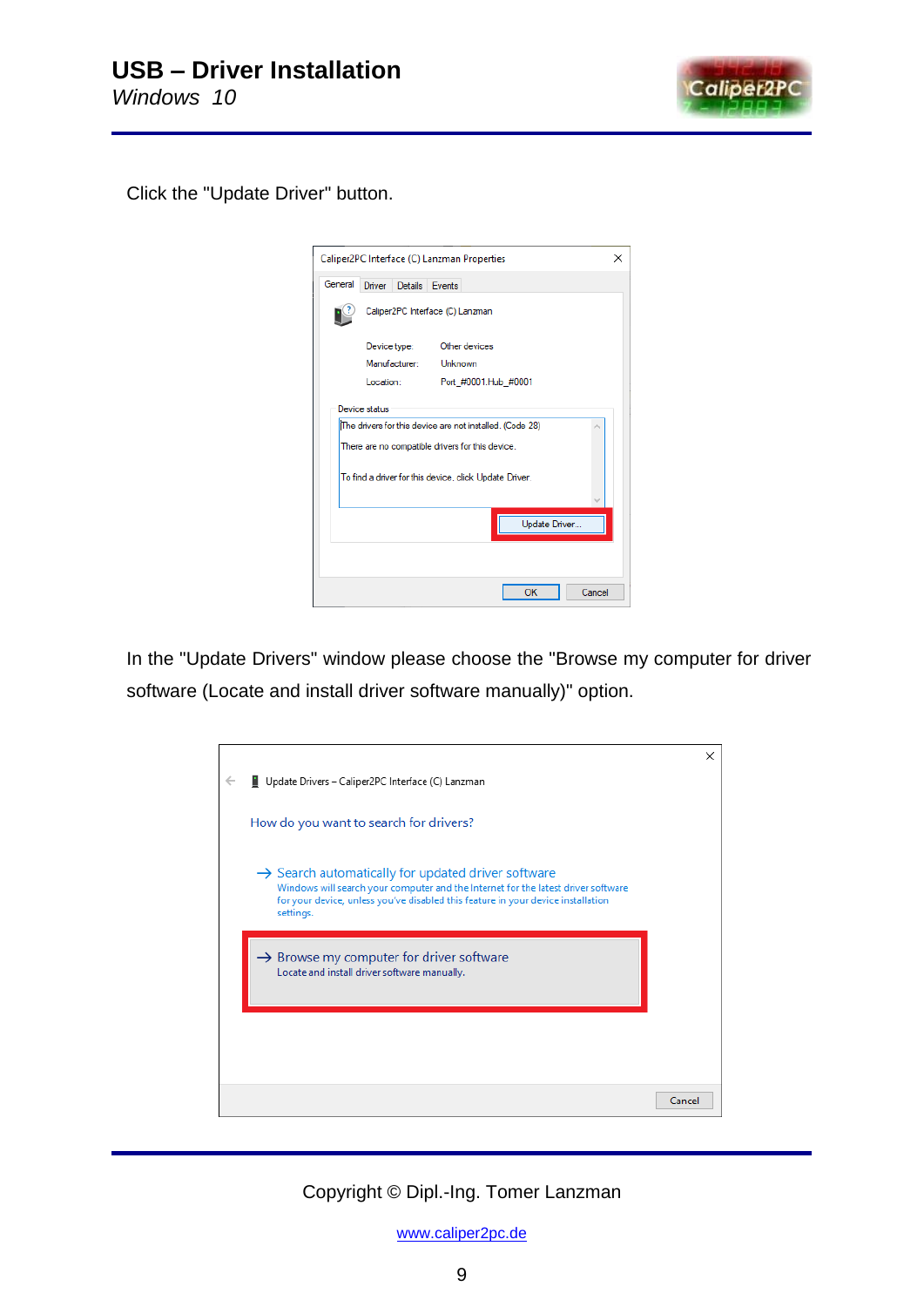Click the "Update Driver" button.

In the "Update Drivers" window please choose the "Browse my computer for driver software (Locate and install driver software manually)" option.

Copyright © Dipl.-Ing. Tomer Lanzman

www.caliper2pc.de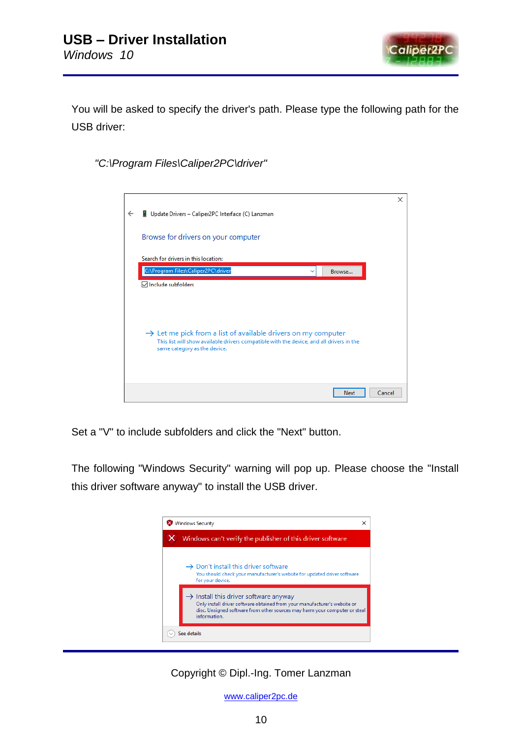# USB – Driver Installation

*Windows 10*

You will be asked to specify the driver's path. Please type the following path for the USB driver:

*"C:\Program Files\Caliper2PC\driver"*

Set a "V" to include subfolders and click the "Next" button.

The following "Windows Security" warning will pop up. Please choose the "Install this driver software anyway" to install the USB driver.

Copyright © Dipl.-Ing. Tomer Lanzman

www.caliper2pc.de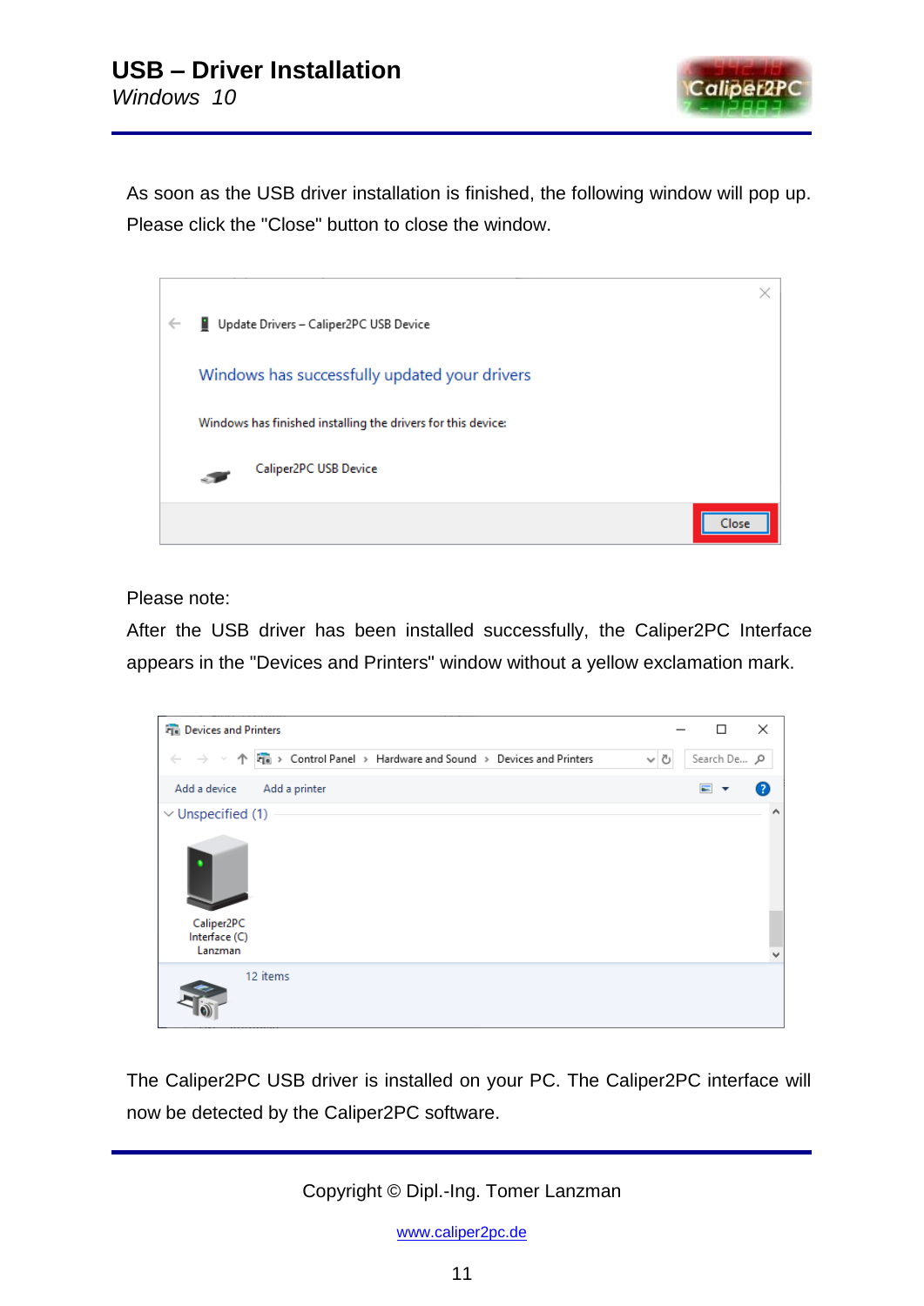# USB – Driver Installation

*Windows 10*

As soon as the USB driver installation is finished, the following window will pop up. Please click the "Close" button to close the window.

Please note:
After the USB driver has been installed successfully, the Caliper2PC Interface appears in the "Devices and Printers" window without a yellow exclamation mark.

The Caliper2PC USB driver is installed on your PC. The Caliper2PC interface will now be detected by the Caliper2PC software.

Copyright © Dipl.-Ing. Tomer Lanzman

www.caliper2pc.de